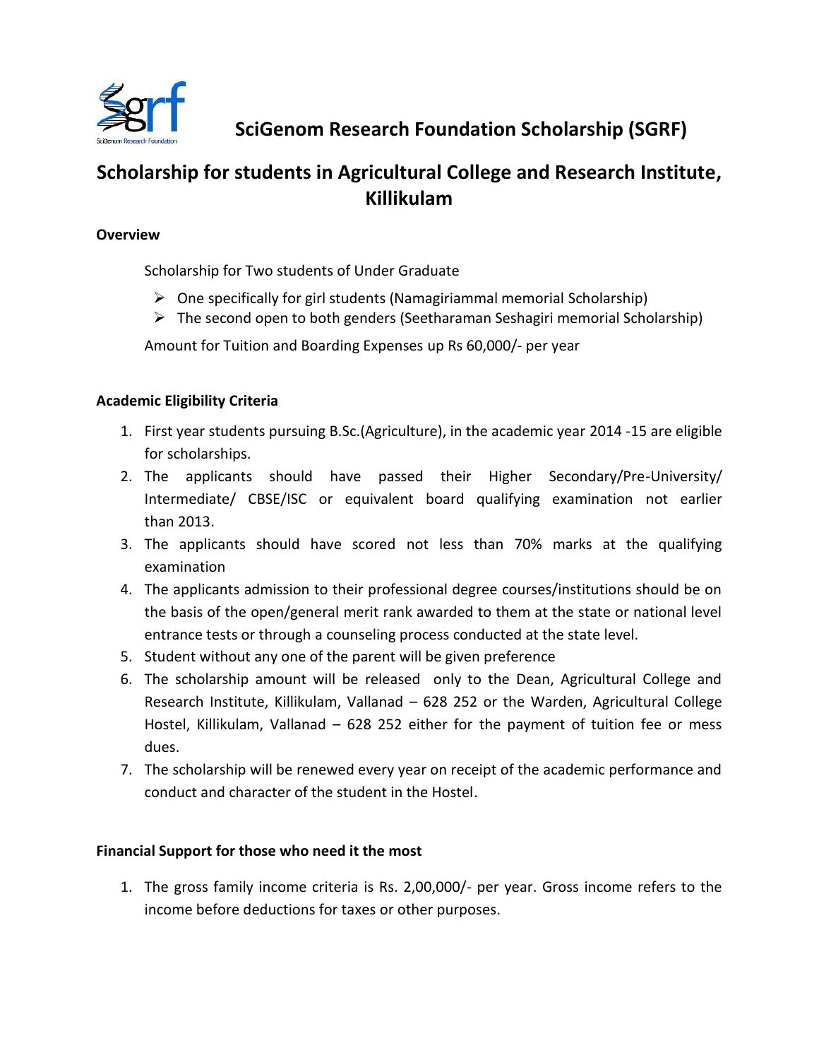# SciGenom Research Foundation Scholarship (SGRF)

## Scholarship for students in Agricultural College and Research Institute, Killikulam

### Overview

Scholarship for Two students of Under Graduate

- One specifically for girl students (Namagiriammal memorial Scholarship)
- The second open to both genders (Seetharaman Seshagiri memorial Scholarship)

Amount for Tuition and Boarding Expenses up Rs 60,000/- per year

### Academic Eligibility Criteria

1. First year students pursuing B.Sc.(Agriculture), in the academic year 2014 -15 are eligible for scholarships.
2. The applicants should have passed their Higher Secondary/Pre-University/ Intermediate/ CBSE/ISC or equivalent board qualifying examination not earlier than 2013.
3. The applicants should have scored not less than 70% marks at the qualifying examination
4. The applicants admission to their professional degree courses/institutions should be on the basis of the open/general merit rank awarded to them at the state or national level entrance tests or through a counseling process conducted at the state level.
5. Student without any one of the parent will be given preference
6. The scholarship amount will be released only to the Dean, Agricultural College and Research Institute, Killikulam, Vallanad – 628 252 or the Warden, Agricultural College Hostel, Killikulam, Vallanad – 628 252 either for the payment of tuition fee or mess dues.
7. The scholarship will be renewed every year on receipt of the academic performance and conduct and character of the student in the Hostel.

### Financial Support for those who need it the most

1. The gross family income criteria is Rs. 2,00,000/- per year. Gross income refers to the income before deductions for taxes or other purposes.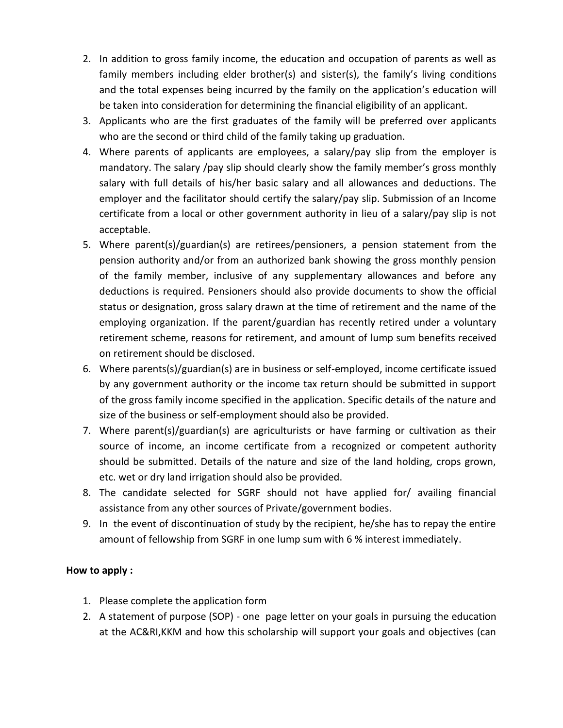2. In addition to gross family income, the education and occupation of parents as well as family members including elder brother(s) and sister(s), the family's living conditions and the total expenses being incurred by the family on the application's education will be taken into consideration for determining the financial eligibility of an applicant.
3. Applicants who are the first graduates of the family will be preferred over applicants who are the second or third child of the family taking up graduation.
4. Where parents of applicants are employees, a salary/pay slip from the employer is mandatory. The salary /pay slip should clearly show the family member's gross monthly salary with full details of his/her basic salary and all allowances and deductions. The employer and the facilitator should certify the salary/pay slip. Submission of an Income certificate from a local or other government authority in lieu of a salary/pay slip is not acceptable.
5. Where parent(s)/guardian(s) are retirees/pensioners, a pension statement from the pension authority and/or from an authorized bank showing the gross monthly pension of the family member, inclusive of any supplementary allowances and before any deductions is required. Pensioners should also provide documents to show the official status or designation, gross salary drawn at the time of retirement and the name of the employing organization. If the parent/guardian has recently retired under a voluntary retirement scheme, reasons for retirement, and amount of lump sum benefits received on retirement should be disclosed.
6. Where parents(s)/guardian(s) are in business or self-employed, income certificate issued by any government authority or the income tax return should be submitted in support of the gross family income specified in the application. Specific details of the nature and size of the business or self-employment should also be provided.
7. Where parent(s)/guardian(s) are agriculturists or have farming or cultivation as their source of income, an income certificate from a recognized or competent authority should be submitted. Details of the nature and size of the land holding, crops grown, etc. wet or dry land irrigation should also be provided.
8. The candidate selected for SGRF should not have applied for/ availing financial assistance from any other sources of Private/government bodies.
9. In the event of discontinuation of study by the recipient, he/she has to repay the entire amount of fellowship from SGRF in one lump sum with 6 % interest immediately.

**How to apply :**

1. Please complete the application form
2. A statement of purpose (SOP) - one page letter on your goals in pursuing the education at the AC&RI,KKM and how this scholarship will support your goals and objectives (can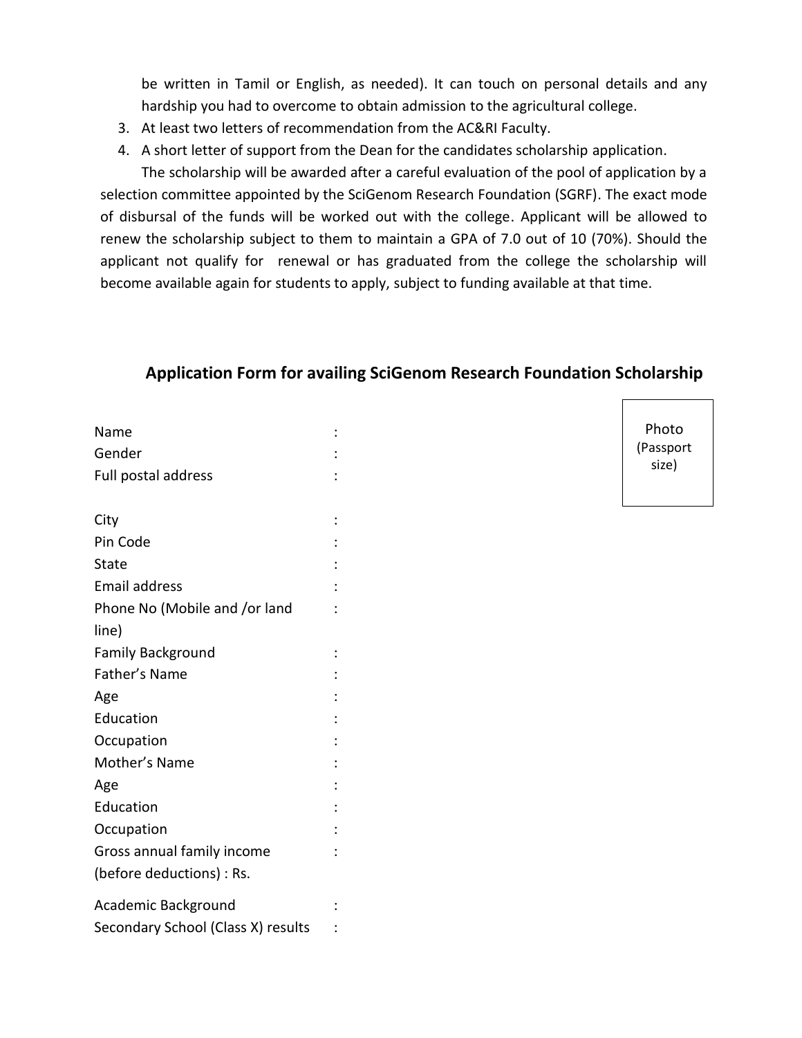be written in Tamil or English, as needed). It can touch on personal details and any hardship you had to overcome to obtain admission to the agricultural college.

3. At least two letters of recommendation from the AC&RI Faculty.
4. A short letter of support from the Dean for the candidates scholarship application.

The scholarship will be awarded after a careful evaluation of the pool of application by a selection committee appointed by the SciGenom Research Foundation (SGRF). The exact mode of disbursal of the funds will be worked out with the college. Applicant will be allowed to renew the scholarship subject to them to maintain a GPA of 7.0 out of 10 (70%). Should the applicant not qualify for renewal or has graduated from the college the scholarship will become available again for students to apply, subject to funding available at that time.

## Application Form for availing SciGenom Research Foundation Scholarship

Photo (Passport size)

Name :

Gender :

Full postal address :

City :

Pin Code :

State :

Email address :

Phone No (Mobile and /or land line) :

Family Background :

Father's Name :

Age :

Education :

Occupation :

Mother's Name :

Age :

Education :

Occupation :

Gross annual family income (before deductions) : Rs. :

Academic Background :

Secondary School (Class X) results :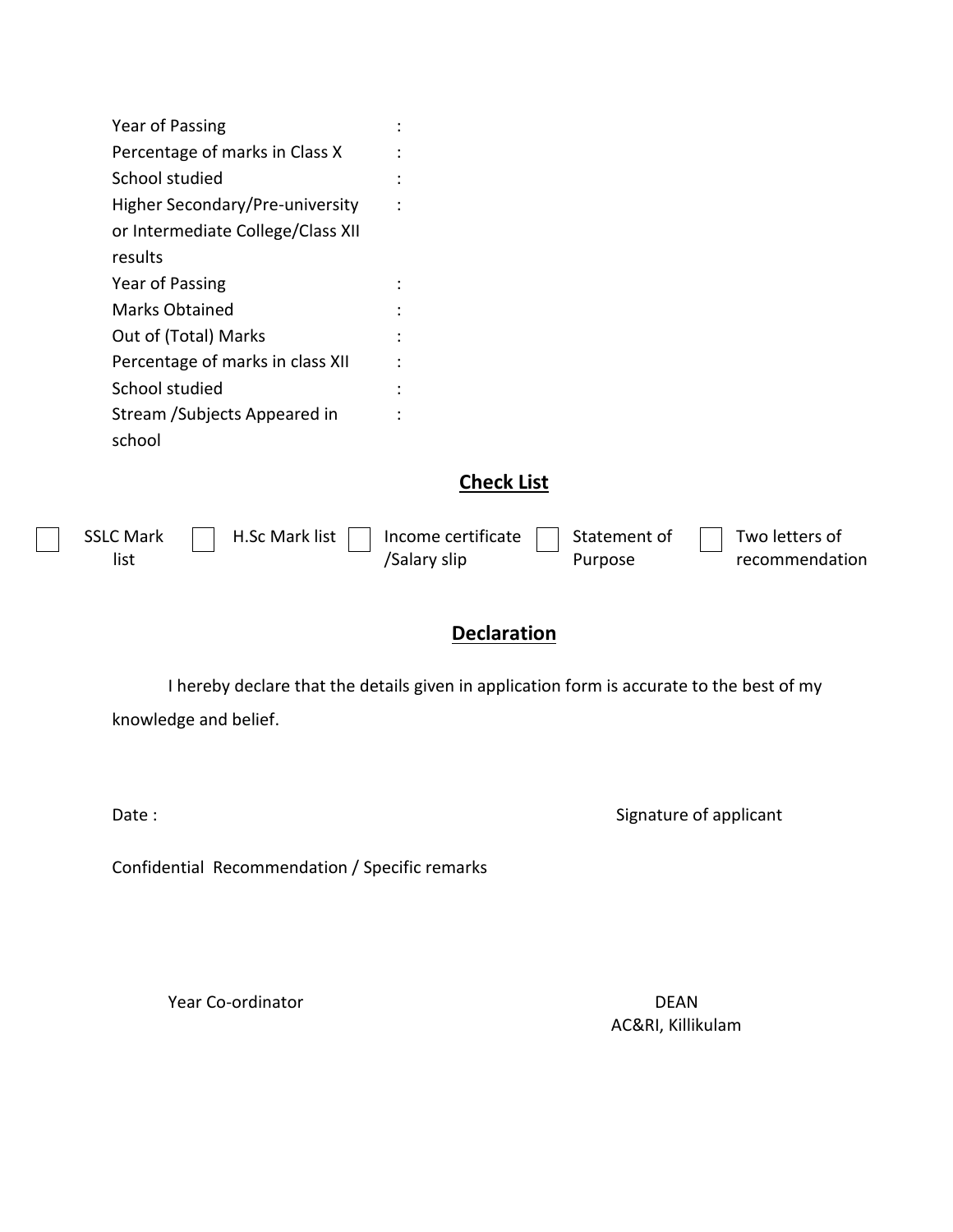Year of Passing :

Percentage of marks in Class X :

School studied :

Higher Secondary/Pre-university or Intermediate College/Class XII results :

Year of Passing :

Marks Obtained :

Out of (Total) Marks :

Percentage of marks in class XII :

School studied :

Stream /Subjects Appeared in school :

## **Check List**

- [ ] SSLC Mark list
- [ ] H.Sc Mark list
- [ ] Income certificate /Salary slip
- [ ] Statement of Purpose
- [ ] Two letters of recommendation

## **Declaration**

I hereby declare that the details given in application form is accurate to the best of my knowledge and belief.

Date :

Signature of applicant

Confidential Recommendation / Specific remarks

Year Co-ordinator

DEAN
AC&RI, Killikulam